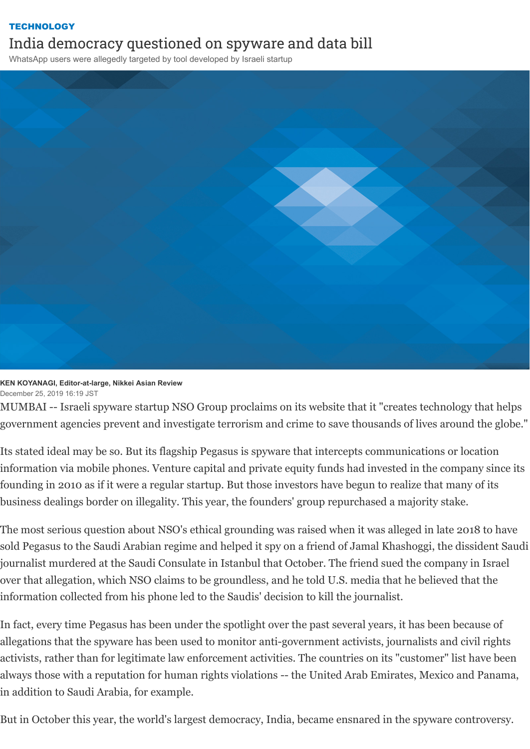**TECHNOLOGY**

# India democracy questioned on spyware and data bill

WhatsApp users were allegedly targeted by tool developed by Israeli startup

**KEN KOYANAGI, Editor-at-large, Nikkei Asian Review**
December 25, 2019 16:19 JST

MUMBAI -- Israeli spyware startup NSO Group proclaims on its website that it "creates technology that helps government agencies prevent and investigate terrorism and crime to save thousands of lives around the globe."

Its stated ideal may be so. But its flagship Pegasus is spyware that intercepts communications or location information via mobile phones. Venture capital and private equity funds had invested in the company since its founding in 2010 as if it were a regular startup. But those investors have begun to realize that many of its business dealings border on illegality. This year, the founders' group repurchased a majority stake.

The most serious question about NSO's ethical grounding was raised when it was alleged in late 2018 to have sold Pegasus to the Saudi Arabian regime and helped it spy on a friend of Jamal Khashoggi, the dissident Saudi journalist murdered at the Saudi Consulate in Istanbul that October. The friend sued the company in Israel over that allegation, which NSO claims to be groundless, and he told U.S. media that he believed that the information collected from his phone led to the Saudis' decision to kill the journalist.

In fact, every time Pegasus has been under the spotlight over the past several years, it has been because of allegations that the spyware has been used to monitor anti-government activists, journalists and civil rights activists, rather than for legitimate law enforcement activities. The countries on its "customer" list have been always those with a reputation for human rights violations -- the United Arab Emirates, Mexico and Panama, in addition to Saudi Arabia, for example.

But in October this year, the world's largest democracy, India, became ensnared in the spyware controversy.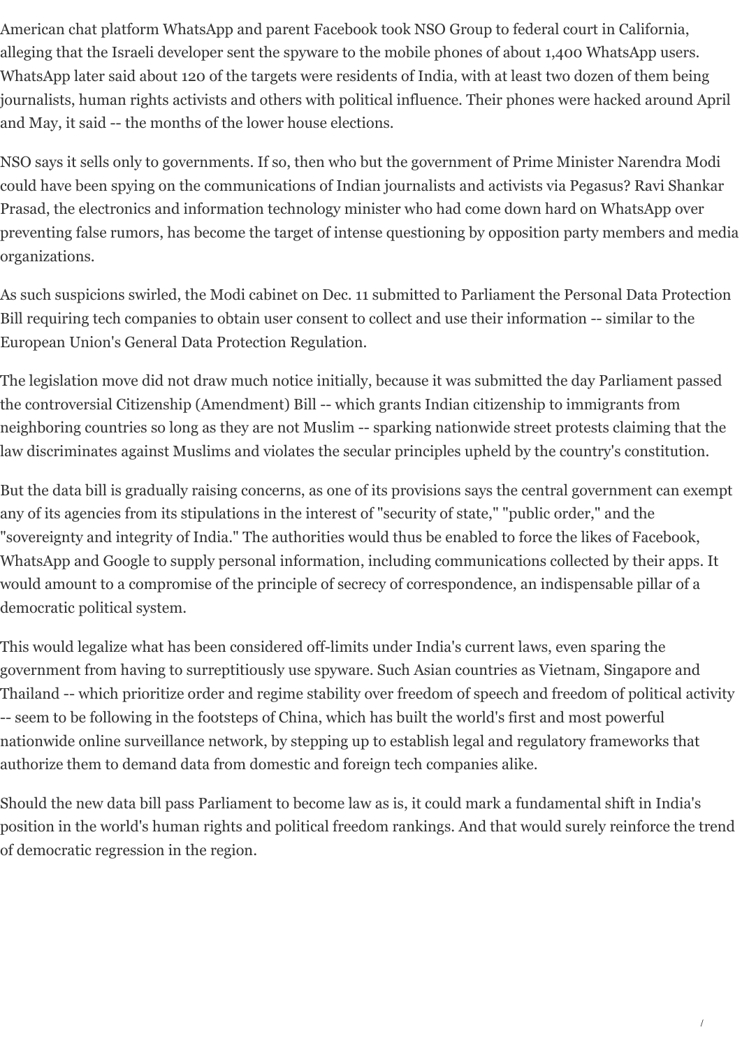American chat platform WhatsApp and parent Facebook took NSO Group to federal court in California, alleging that the Israeli developer sent the spyware to the mobile phones of about 1,400 WhatsApp users. WhatsApp later said about 120 of the targets were residents of India, with at least two dozen of them being journalists, human rights activists and others with political influence. Their phones were hacked around April and May, it said -- the months of the lower house elections.

NSO says it sells only to governments. If so, then who but the government of Prime Minister Narendra Modi could have been spying on the communications of Indian journalists and activists via Pegasus? Ravi Shankar Prasad, the electronics and information technology minister who had come down hard on WhatsApp over preventing false rumors, has become the target of intense questioning by opposition party members and media organizations.

As such suspicions swirled, the Modi cabinet on Dec. 11 submitted to Parliament the Personal Data Protection Bill requiring tech companies to obtain user consent to collect and use their information -- similar to the European Union's General Data Protection Regulation.

The legislation move did not draw much notice initially, because it was submitted the day Parliament passed the controversial Citizenship (Amendment) Bill -- which grants Indian citizenship to immigrants from neighboring countries so long as they are not Muslim -- sparking nationwide street protests claiming that the law discriminates against Muslims and violates the secular principles upheld by the country's constitution.

But the data bill is gradually raising concerns, as one of its provisions says the central government can exempt any of its agencies from its stipulations in the interest of "security of state," "public order," and the "sovereignty and integrity of India." The authorities would thus be enabled to force the likes of Facebook, WhatsApp and Google to supply personal information, including communications collected by their apps. It would amount to a compromise of the principle of secrecy of correspondence, an indispensable pillar of a democratic political system.

This would legalize what has been considered off-limits under India's current laws, even sparing the government from having to surreptitiously use spyware. Such Asian countries as Vietnam, Singapore and Thailand -- which prioritize order and regime stability over freedom of speech and freedom of political activity -- seem to be following in the footsteps of China, which has built the world's first and most powerful nationwide online surveillance network, by stepping up to establish legal and regulatory frameworks that authorize them to demand data from domestic and foreign tech companies alike.

Should the new data bill pass Parliament to become law as is, it could mark a fundamental shift in India's position in the world's human rights and political freedom rankings. And that would surely reinforce the trend of democratic regression in the region.